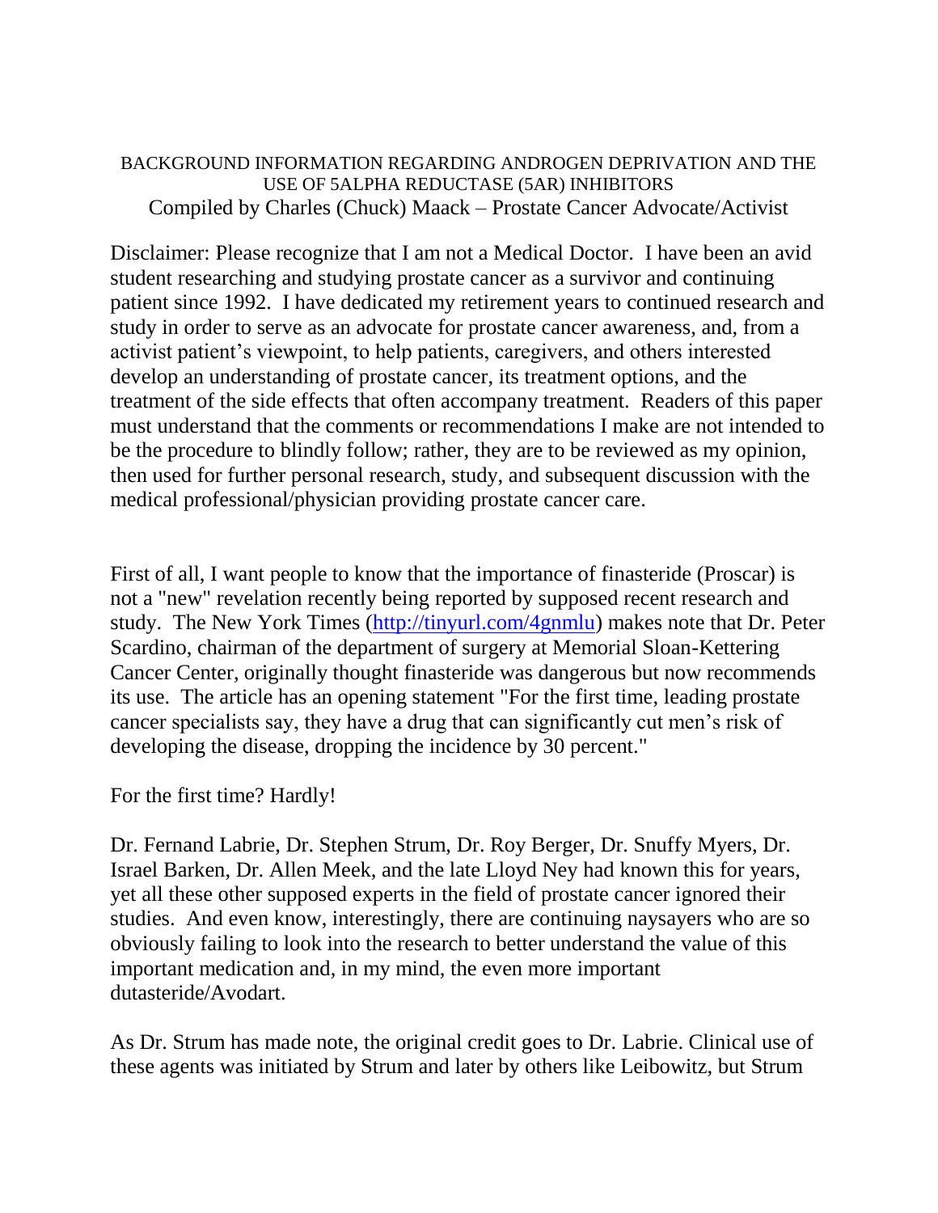BACKGROUND INFORMATION REGARDING ANDROGEN DEPRIVATION AND THE USE OF 5ALPHA REDUCTASE (5AR) INHIBITORS

Compiled by Charles (Chuck) Maack – Prostate Cancer Advocate/Activist

Disclaimer: Please recognize that I am not a Medical Doctor. I have been an avid student researching and studying prostate cancer as a survivor and continuing patient since 1992. I have dedicated my retirement years to continued research and study in order to serve as an advocate for prostate cancer awareness, and, from a activist patient's viewpoint, to help patients, caregivers, and others interested develop an understanding of prostate cancer, its treatment options, and the treatment of the side effects that often accompany treatment. Readers of this paper must understand that the comments or recommendations I make are not intended to be the procedure to blindly follow; rather, they are to be reviewed as my opinion, then used for further personal research, study, and subsequent discussion with the medical professional/physician providing prostate cancer care.

First of all, I want people to know that the importance of finasteride (Proscar) is not a "new" revelation recently being reported by supposed recent research and study. The New York Times (http://tinyurl.com/4gnmlu) makes note that Dr. Peter Scardino, chairman of the department of surgery at Memorial Sloan-Kettering Cancer Center, originally thought finasteride was dangerous but now recommends its use. The article has an opening statement "For the first time, leading prostate cancer specialists say, they have a drug that can significantly cut men's risk of developing the disease, dropping the incidence by 30 percent."

For the first time? Hardly!

Dr. Fernand Labrie, Dr. Stephen Strum, Dr. Roy Berger, Dr. Snuffy Myers, Dr. Israel Barken, Dr. Allen Meek, and the late Lloyd Ney had known this for years, yet all these other supposed experts in the field of prostate cancer ignored their studies. And even know, interestingly, there are continuing naysayers who are so obviously failing to look into the research to better understand the value of this important medication and, in my mind, the even more important dutasteride/Avodart.

As Dr. Strum has made note, the original credit goes to Dr. Labrie. Clinical use of these agents was initiated by Strum and later by others like Leibowitz, but Strum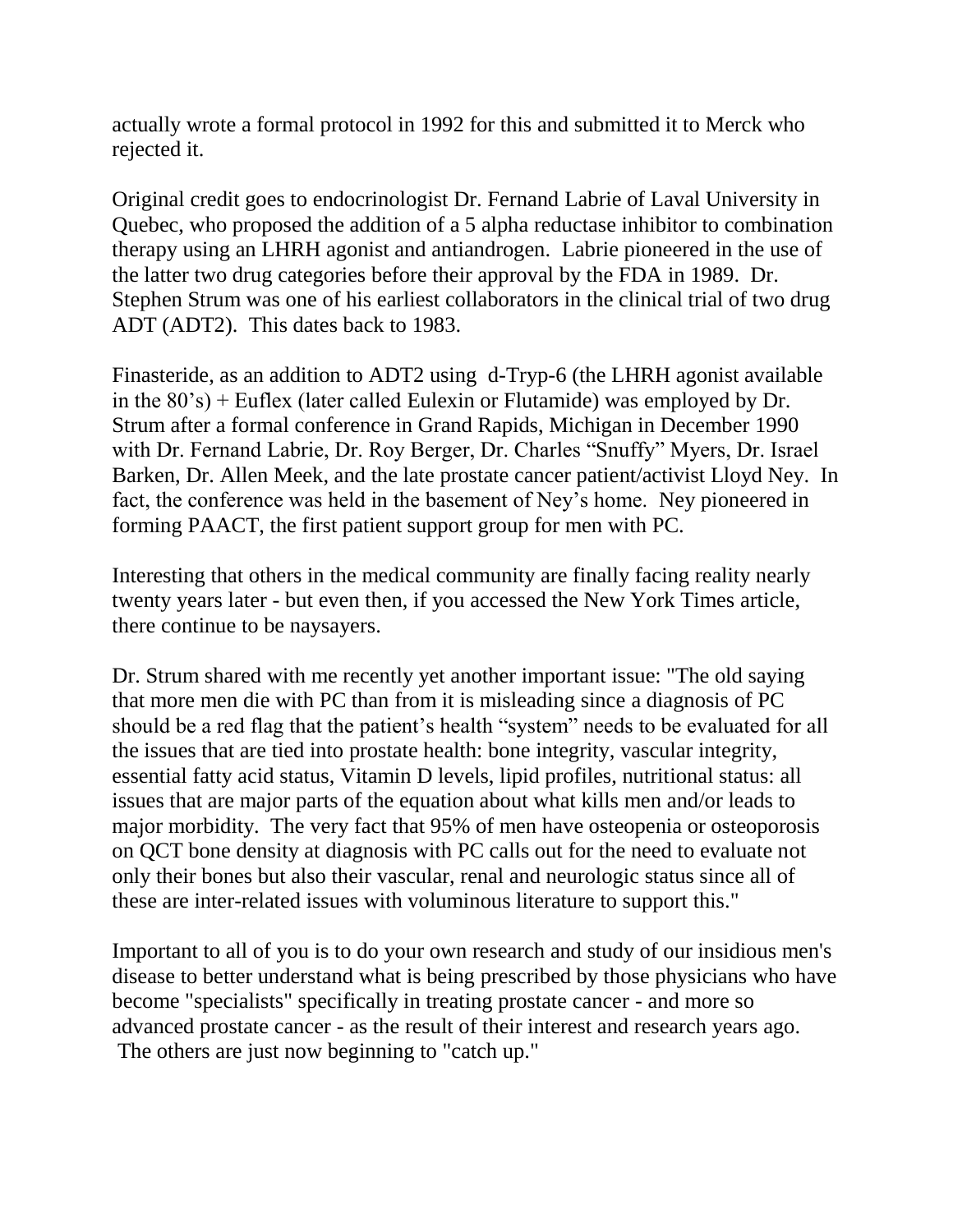actually wrote a formal protocol in 1992 for this and submitted it to Merck who rejected it.

Original credit goes to endocrinologist Dr. Fernand Labrie of Laval University in Quebec, who proposed the addition of a 5 alpha reductase inhibitor to combination therapy using an LHRH agonist and antiandrogen. Labrie pioneered in the use of the latter two drug categories before their approval by the FDA in 1989. Dr. Stephen Strum was one of his earliest collaborators in the clinical trial of two drug ADT (ADT2). This dates back to 1983.

Finasteride, as an addition to ADT2 using d-Tryp-6 (the LHRH agonist available in the 80's) + Euflex (later called Eulexin or Flutamide) was employed by Dr. Strum after a formal conference in Grand Rapids, Michigan in December 1990 with Dr. Fernand Labrie, Dr. Roy Berger, Dr. Charles "Snuffy" Myers, Dr. Israel Barken, Dr. Allen Meek, and the late prostate cancer patient/activist Lloyd Ney. In fact, the conference was held in the basement of Ney's home. Ney pioneered in forming PAACT, the first patient support group for men with PC.

Interesting that others in the medical community are finally facing reality nearly twenty years later - but even then, if you accessed the New York Times article, there continue to be naysayers.

Dr. Strum shared with me recently yet another important issue: "The old saying that more men die with PC than from it is misleading since a diagnosis of PC should be a red flag that the patient's health "system" needs to be evaluated for all the issues that are tied into prostate health: bone integrity, vascular integrity, essential fatty acid status, Vitamin D levels, lipid profiles, nutritional status: all issues that are major parts of the equation about what kills men and/or leads to major morbidity. The very fact that 95% of men have osteopenia or osteoporosis on QCT bone density at diagnosis with PC calls out for the need to evaluate not only their bones but also their vascular, renal and neurologic status since all of these are inter-related issues with voluminous literature to support this."

Important to all of you is to do your own research and study of our insidious men's disease to better understand what is being prescribed by those physicians who have become "specialists" specifically in treating prostate cancer - and more so advanced prostate cancer - as the result of their interest and research years ago. The others are just now beginning to "catch up."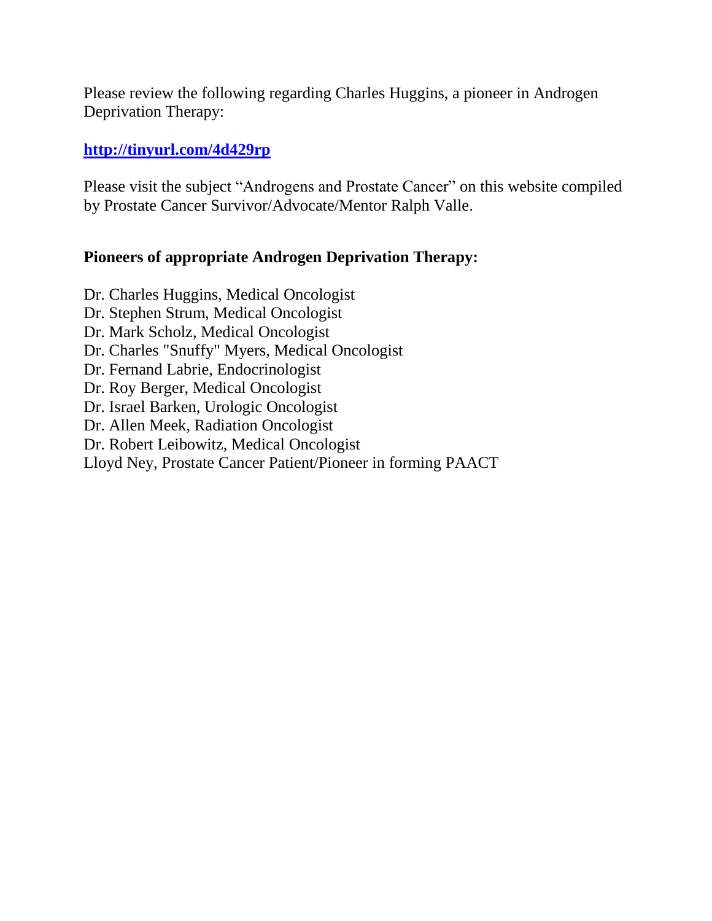Please review the following regarding Charles Huggins, a pioneer in Androgen Deprivation Therapy:

**http://tinyurl.com/4d429rp**

Please visit the subject "Androgens and Prostate Cancer" on this website compiled by Prostate Cancer Survivor/Advocate/Mentor Ralph Valle.

**Pioneers of appropriate Androgen Deprivation Therapy:**

Dr. Charles Huggins, Medical Oncologist
Dr. Stephen Strum, Medical Oncologist
Dr. Mark Scholz, Medical Oncologist
Dr. Charles "Snuffy" Myers, Medical Oncologist
Dr. Fernand Labrie, Endocrinologist
Dr. Roy Berger, Medical Oncologist
Dr. Israel Barken, Urologic Oncologist
Dr. Allen Meek, Radiation Oncologist
Dr. Robert Leibowitz, Medical Oncologist
Lloyd Ney, Prostate Cancer Patient/Pioneer in forming PAACT